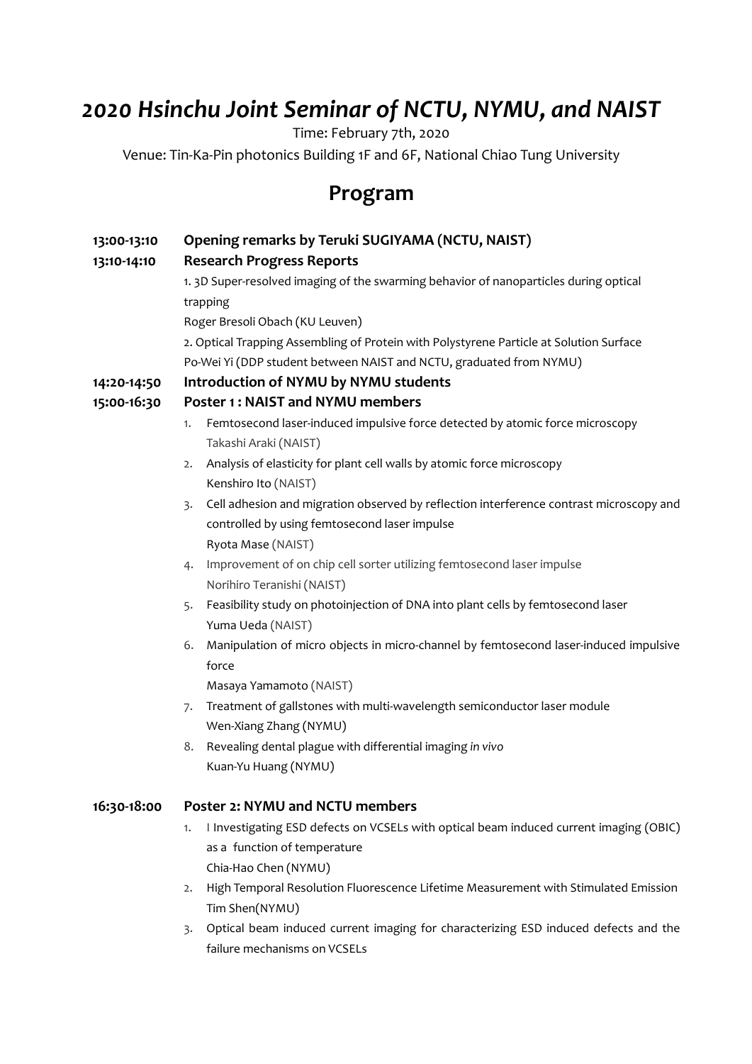// 2020 Hsinchu Joint Seminar program, page 1

# *2020 Hsinchu Joint Seminar of NCTU, NYMU, and NAIST*

Time: February 7th, 2020

Venue: Tin-Ka-Pin photonics Building 1F and 6F, National Chiao Tung University

## Program

**13:00-13:10** **Opening remarks by Teruki SUGIYAMA (NCTU, NAIST)**

**13:10-14:10** **Research Progress Reports**

1. 3D Super-resolved imaging of the swarming behavior of nanoparticles during optical trapping
Roger Bresoli Obach (KU Leuven)
2. Optical Trapping Assembling of Protein with Polystyrene Particle at Solution Surface
Po-Wei Yi (DDP student between NAIST and NCTU, graduated from NYMU)

**14:20-14:50** **Introduction of NYMU by NYMU students**

**15:00-16:30** **Poster 1 : NAIST and NYMU members**

1. Femtosecond laser-induced impulsive force detected by atomic force microscopy
Takashi Araki (NAIST)
2. Analysis of elasticity for plant cell walls by atomic force microscopy
Kenshiro Ito (NAIST)
3. Cell adhesion and migration observed by reflection interference contrast microscopy and controlled by using femtosecond laser impulse
Ryota Mase (NAIST)
4. Improvement of on chip cell sorter utilizing femtosecond laser impulse
Norihiro Teranishi (NAIST)
5. Feasibility study on photoinjection of DNA into plant cells by femtosecond laser
Yuma Ueda (NAIST)
6. Manipulation of micro objects in micro-channel by femtosecond laser-induced impulsive force
Masaya Yamamoto (NAIST)
7. Treatment of gallstones with multi-wavelength semiconductor laser module
Wen-Xiang Zhang (NYMU)
8. Revealing dental plague with differential imaging *in vivo*
Kuan-Yu Huang (NYMU)

**16:30-18:00** **Poster 2: NYMU and NCTU members**

1. I Investigating ESD defects on VCSELs with optical beam induced current imaging (OBIC) as a function of temperature
Chia-Hao Chen (NYMU)
2. High Temporal Resolution Fluorescence Lifetime Measurement with Stimulated Emission
Tim Shen(NYMU)
3. Optical beam induced current imaging for characterizing ESD induced defects and the failure mechanisms on VCSELs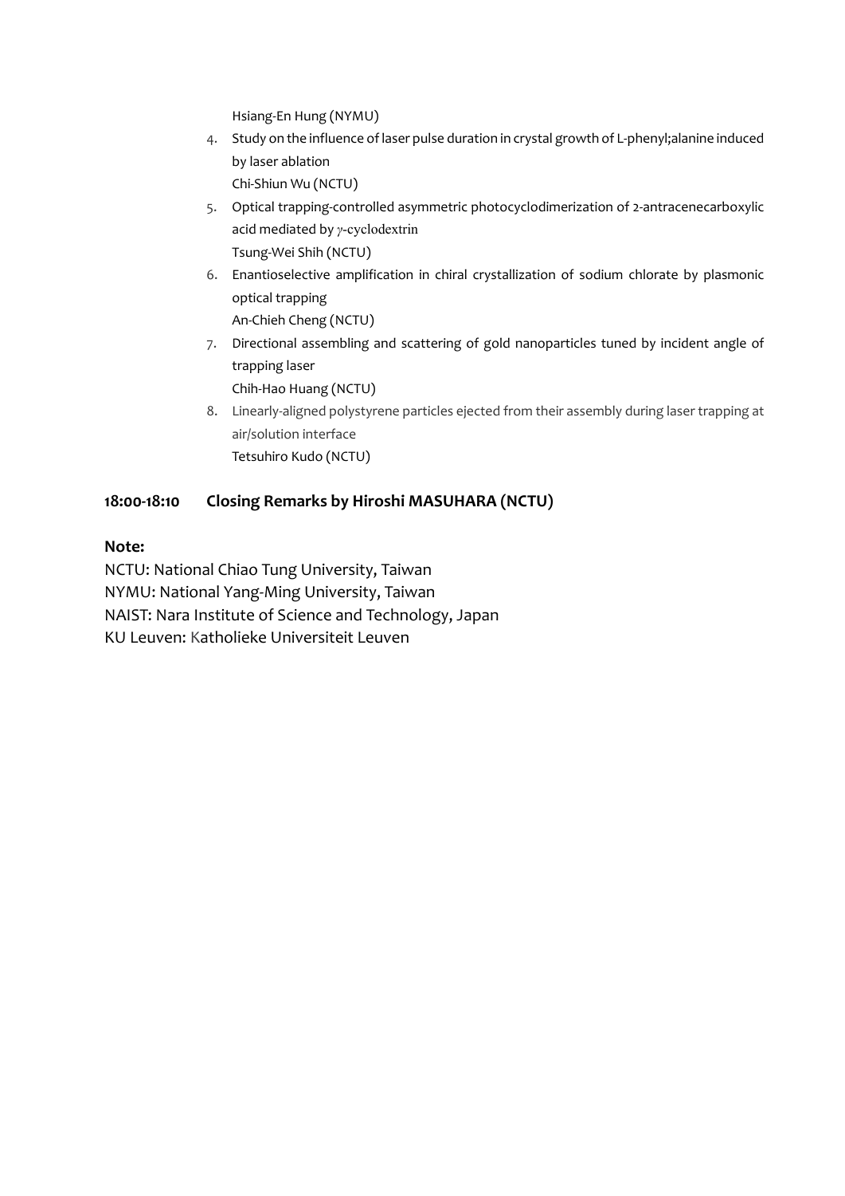Hsiang-En Hung (NYMU)

4. Study on the influence of laser pulse duration in crystal growth of L-phenyl;alanine induced by laser ablation
   Chi-Shiun Wu (NCTU)
5. Optical trapping-controlled asymmetric photocyclodimerization of 2-antracenecarboxylic acid mediated by $\gamma$-cyclodextrin
   Tsung-Wei Shih (NCTU)
6. Enantioselective amplification in chiral crystallization of sodium chlorate by plasmonic optical trapping
   An-Chieh Cheng (NCTU)
7. Directional assembling and scattering of gold nanoparticles tuned by incident angle of trapping laser
   Chih-Hao Huang (NCTU)
8. Linearly-aligned polystyrene particles ejected from their assembly during laser trapping at air/solution interface
   Tetsuhiro Kudo (NCTU)

**18:00-18:10 Closing Remarks by Hiroshi MASUHARA (NCTU)**

**Note:**

NCTU: National Chiao Tung University, Taiwan
NYMU: National Yang-Ming University, Taiwan
NAIST: Nara Institute of Science and Technology, Japan
KU Leuven: Katholieke Universiteit Leuven